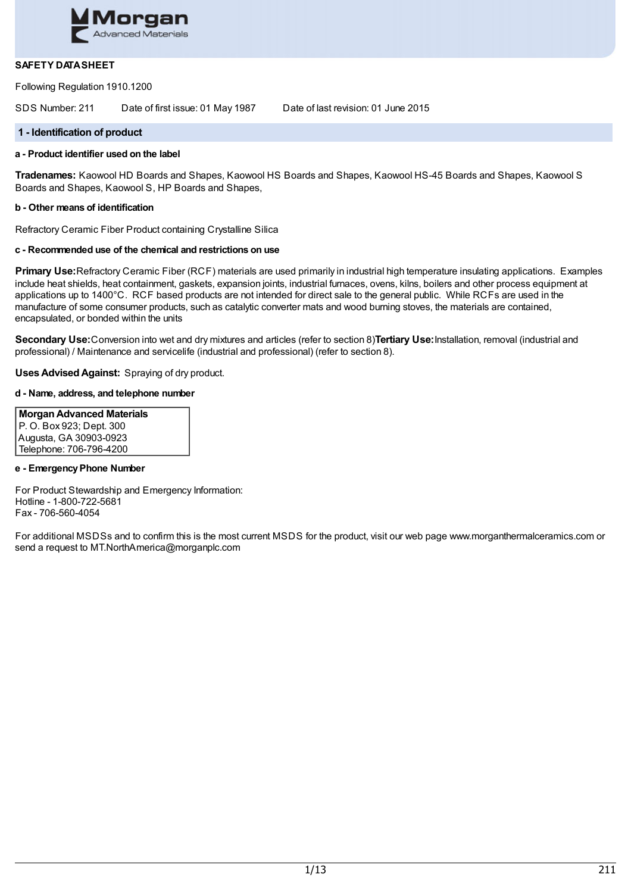**SAFETY DATASHEET**

Following Regulation 1910.1200

SDS Number: 211 Date of first issue: 01 May 1987 Date of last revision: 01 June 2015

## 1 - Identification of product

### a - Product identifier used on the label

**Tradenames:** Kaowool HD Boards and Shapes, Kaowool HS Boards and Shapes, Kaowool HS-45 Boards and Shapes, Kaowool S Boards and Shapes, Kaowool S, HP Boards and Shapes,

### b - Other means of identification

Refractory Ceramic Fiber Product containing Crystalline Silica

### c - Recommended use of the chemical and restrictions on use

**Primary Use:** Refractory Ceramic Fiber (RCF) materials are used primarily in industrial high temperature insulating applications. Examples include heat shields, heat containment, gaskets, expansion joints, industrial furnaces, ovens, kilns, boilers and other process equipment at applications up to 1400°C. RCF based products are not intended for direct sale to the general public. While RCFs are used in the manufacture of some consumer products, such as catalytic converter mats and wood burning stoves, the materials are contained, encapsulated, or bonded within the units

**Secondary Use:** Conversion into wet and dry mixtures and articles (refer to section 8) **Tertiary Use:** Installation, removal (industrial and professional) / Maintenance and servicelife (industrial and professional) (refer to section 8).

**Uses Advised Against:** Spraying of dry product.

### d - Name, address, and telephone number

**Morgan Advanced Materials**
P. O. Box 923; Dept. 300
Augusta, GA 30903-0923
Telephone: 706-796-4200

### e - Emergency Phone Number

For Product Stewardship and Emergency Information:
Hotline - 1-800-722-5681
Fax - 706-560-4054

For additional MSDSs and to confirm this is the most current MSDS for the product, visit our web page www.morganthermalceramics.com or send a request to MT.NorthAmerica@morganplc.com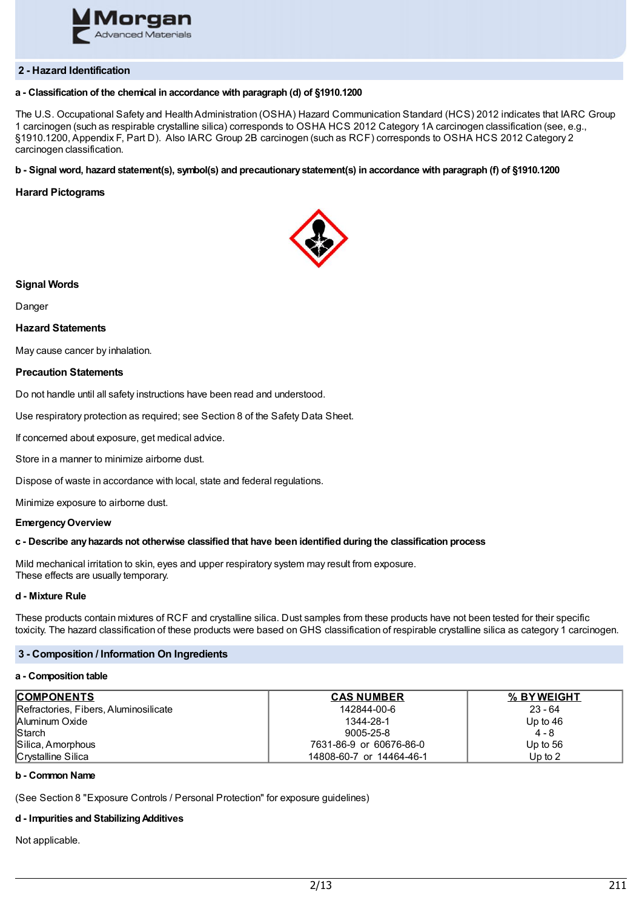## 2 - Hazard Identification

**a - Classification of the chemical in accordance with paragraph (d) of §1910.1200**

The U.S. Occupational Safety and Health Administration (OSHA) Hazard Communication Standard (HCS) 2012 indicates that IARC Group 1 carcinogen (such as respirable crystalline silica) corresponds to OSHA HCS 2012 Category 1A carcinogen classification (see, e.g., §1910.1200, Appendix F, Part D). Also IARC Group 2B carcinogen (such as RCF) corresponds to OSHA HCS 2012 Category 2 carcinogen classification.

**b - Signal word, hazard statement(s), symbol(s) and precautionary statement(s) in accordance with paragraph (f) of §1910.1200**

**Harard Pictograms**

**Signal Words**

Danger

**Hazard Statements**

May cause cancer by inhalation.

**Precaution Statements**

Do not handle until all safety instructions have been read and understood.

Use respiratory protection as required; see Section 8 of the Safety Data Sheet.

If concerned about exposure, get medical advice.

Store in a manner to minimize airborne dust.

Dispose of waste in accordance with local, state and federal regulations.

Minimize exposure to airborne dust.

**Emergency Overview**

**c - Describe any hazards not otherwise classified that have been identified during the classification process**

Mild mechanical irritation to skin, eyes and upper respiratory system may result from exposure.
These effects are usually temporary.

**d - Mixture Rule**

These products contain mixtures of RCF and crystalline silica. Dust samples from these products have not been tested for their specific toxicity. The hazard classification of these products were based on GHS classification of respirable crystalline silica as category 1 carcinogen.

## 3 - Composition / Information On Ingredients

**a - Composition table**

| COMPONENTS | CAS NUMBER | % BY WEIGHT |
|---|---|---|
| Refractories, Fibers, Aluminosilicate | 142844-00-6 | 23 - 64 |
| Aluminum Oxide | 1344-28-1 | Up to 46 |
| Starch | 9005-25-8 | 4 - 8 |
| Silica, Amorphous | 7631-86-9 or 60676-86-0 | Up to 56 |
| Crystalline Silica | 14808-60-7 or 14464-46-1 | Up to 2 |

**b - Common Name**

(See Section 8 "Exposure Controls / Personal Protection" for exposure guidelines)

**d - Impurities and Stabilizing Additives**

Not applicable.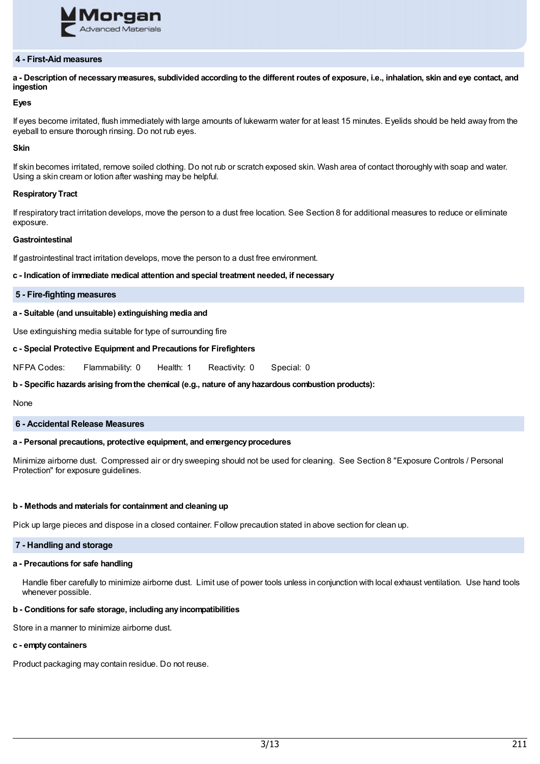## 4 - First-Aid measures

**a - Description of necessary measures, subdivided according to the different routes of exposure, i.e., inhalation, skin and eye contact, and ingestion**

**Eyes**

If eyes become irritated, flush immediately with large amounts of lukewarm water for at least 15 minutes. Eyelids should be held away from the eyeball to ensure thorough rinsing. Do not rub eyes.

**Skin**

If skin becomes irritated, remove soiled clothing. Do not rub or scratch exposed skin. Wash area of contact thoroughly with soap and water. Using a skin cream or lotion after washing may be helpful.

**Respiratory Tract**

If respiratory tract irritation develops, move the person to a dust free location. See Section 8 for additional measures to reduce or eliminate exposure.

**Gastrointestinal**

If gastrointestinal tract irritation develops, move the person to a dust free environment.

**c - Indication of immediate medical attention and special treatment needed, if necessary**

## 5 - Fire-fighting measures

**a - Suitable (and unsuitable) extinguishing media and**

Use extinguishing media suitable for type of surrounding fire

**c - Special Protective Equipment and Precautions for Firefighters**

NFPA Codes: Flammability: 0 Health: 1 Reactivity: 0 Special: 0

**b - Specific hazards arising from the chemical (e.g., nature of any hazardous combustion products):**

None

## 6 - Accidental Release Measures

**a - Personal precautions, protective equipment, and emergency procedures**

Minimize airborne dust. Compressed air or dry sweeping should not be used for cleaning. See Section 8 "Exposure Controls / Personal Protection" for exposure guidelines.

**b - Methods and materials for containment and cleaning up**

Pick up large pieces and dispose in a closed container. Follow precaution stated in above section for clean up.

## 7 - Handling and storage

**a - Precautions for safe handling**

Handle fiber carefully to minimize airborne dust. Limit use of power tools unless in conjunction with local exhaust ventilation. Use hand tools whenever possible.

**b - Conditions for safe storage, including any incompatibilities**

Store in a manner to minimize airborne dust.

**c - empty containers**

Product packaging may contain residue. Do not reuse.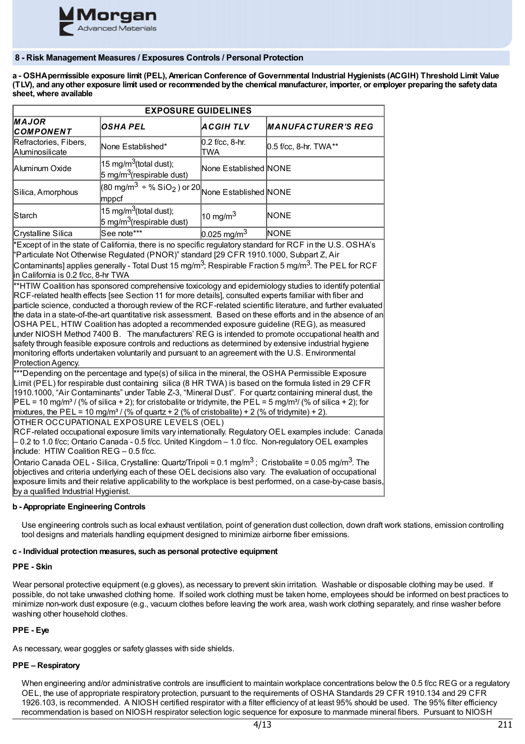## 8 - Risk Management Measures / Exposures Controls / Personal Protection

**a - OSHA permissible exposure limit (PEL), American Conference of Governmental Industrial Hygienists (ACGIH) Threshold Limit Value (TLV), and any other exposure limit used or recommended by the chemical manufacturer, importer, or employer preparing the safety data sheet, where available**

| EXPOSURE GUIDELINES | | | |
|---|---|---|---|
| ***MAJOR COMPONENT*** | ***OSHA PEL*** | ***ACGIH TLV*** | ***MANUFACTURER'S REG*** |
| Refractories, Fibers, Aluminosilicate | None Established* | 0.2 f/cc, 8-hr. TWA | 0.5 f/cc, 8-hr. TWA** |
| Aluminum Oxide | 15 $mg/m^3$(total dust); 5 $mg/m^3$(respirable dust) | None Established | NONE |
| Silica, Amorphous | (80 $mg/m^3$ ÷ % $SiO_2$ ) or 20 mppcf | None Established | NONE |
| Starch | 15 $mg/m^3$(total dust); 5 $mg/m^3$(respirable dust) | 10 $mg/m^3$ | NONE |
| Crystalline Silica | See note*** | 0.025 $mg/m^3$ | NONE |

*Except of in the state of California, there is no specific regulatory standard for RCF in the U.S. OSHA's "Particulate Not Otherwise Regulated (PNOR)" standard [29 CFR 1910.1000, Subpart Z, Air Contaminants] applies generally - Total Dust 15 $mg/m^3$; Respirable Fraction 5 $mg/m^3$. The PEL for RCF in California is 0.2 f/cc, 8-hr TWA

**HTIW Coalition has sponsored comprehensive toxicology and epidemiology studies to identify potential RCF-related health effects [see Section 11 for more details], consulted experts familiar with fiber and particle science, conducted a thorough review of the RCF-related scientific literature, and further evaluated the data in a state-of-the-art quantitative risk assessment. Based on these efforts and in the absence of an OSHA PEL, HTIW Coalition has adopted a recommended exposure guideline (REG), as measured under NIOSH Method 7400 B. The manufacturers' REG is intended to promote occupational health and safety through feasible exposure controls and reductions as determined by extensive industrial hygiene monitoring efforts undertaken voluntarily and pursuant to an agreement with the U.S. Environmental Protection Agency.

***Depending on the percentage and type(s) of silica in the mineral, the OSHA Permissible Exposure Limit (PEL) for respirable dust containing silica (8 HR TWA) is based on the formula listed in 29 CFR 1910.1000, "Air Contaminants" under Table Z-3, "Mineral Dust". For quartz containing mineral dust, the PEL = 10 $mg/m^3$ / (% of silica + 2); for cristobalite or tridymite, the PEL = 5 $mg/m^3$/ (% of silica + 2); for mixtures, the PEL = 10 $mg/m^3$ / (% of quartz + 2 (% of cristobalite) + 2 (% of tridymite) + 2).

OTHER OCCUPATIONAL EXPOSURE LEVELS (OEL)
RCF-related occupational exposure limits vary internationally. Regulatory OEL examples include: Canada – 0.2 to 1.0 f/cc; Ontario Canada - 0.5 f/cc. United Kingdom – 1.0 f/cc. Non-regulatory OEL examples include: HTIW Coalition REG – 0.5 f/cc.
Ontario Canada OEL - Silica, Crystalline: Quartz/Tripoli = 0.1 $mg/m^3$ ; Cristobalite = 0.05 $mg/m^3$. The objectives and criteria underlying each of these OEL decisions also vary. The evaluation of occupational exposure limits and their relative applicability to the workplace is best performed, on a case-by-case basis, by a qualified Industrial Hygienist.

**b - Appropriate Engineering Controls**

Use engineering controls such as local exhaust ventilation, point of generation dust collection, down draft work stations, emission controlling tool designs and materials handling equipment designed to minimize airborne fiber emissions.

**c - Individual protection measures, such as personal protective equipment**

**PPE - Skin**

Wear personal protective equipment (e.g gloves), as necessary to prevent skin irritation. Washable or disposable clothing may be used. If possible, do not take unwashed clothing home. If soiled work clothing must be taken home, employees should be informed on best practices to minimize non-work dust exposure (e.g., vacuum clothes before leaving the work area, wash work clothing separately, and rinse washer before washing other household clothes.

**PPE - Eye**

As necessary, wear goggles or safety glasses with side shields.

**PPE – Respiratory**

When engineering and/or administrative controls are insufficient to maintain workplace concentrations below the 0.5 f/cc REG or a regulatory OEL, the use of appropriate respiratory protection, pursuant to the requirements of OSHA Standards 29 CFR 1910.134 and 29 CFR 1926.103, is recommended. A NIOSH certified respirator with a filter efficiency of at least 95% should be used. The 95% filter efficiency recommendation is based on NIOSH respirator selection logic sequence for exposure to manmade mineral fibers. Pursuant to NIOSH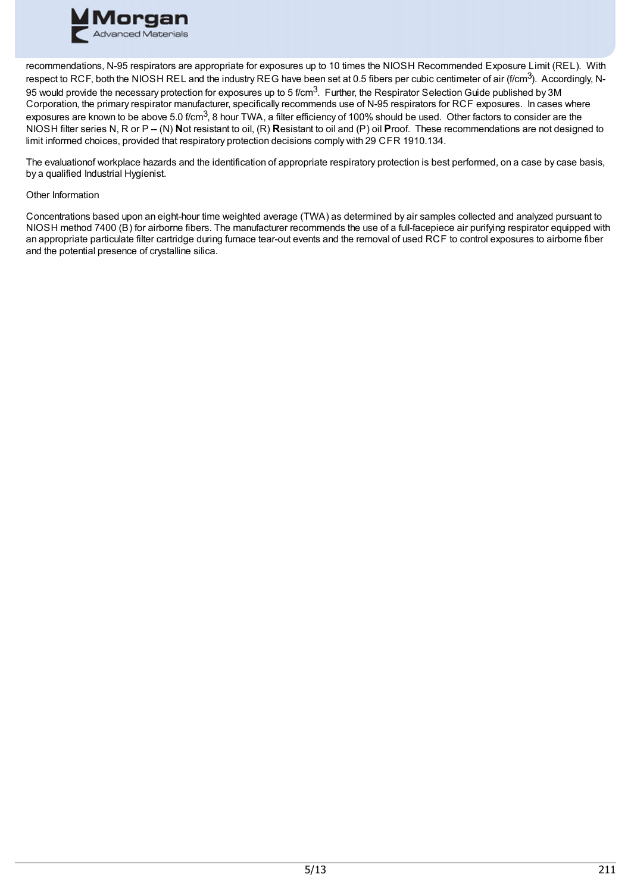recommendations, N-95 respirators are appropriate for exposures up to 10 times the NIOSH Recommended Exposure Limit (REL). With respect to RCF, both the NIOSH REL and the industry REG have been set at 0.5 fibers per cubic centimeter of air (f/cm$^3$). Accordingly, N-95 would provide the necessary protection for exposures up to 5 f/cm$^3$. Further, the Respirator Selection Guide published by 3M Corporation, the primary respirator manufacturer, specifically recommends use of N-95 respirators for RCF exposures. In cases where exposures are known to be above 5.0 f/cm$^3$, 8 hour TWA, a filter efficiency of 100% should be used. Other factors to consider are the NIOSH filter series N, R or P -- (N) **N**ot resistant to oil, (R) **R**esistant to oil and (P) oil **P**roof. These recommendations are not designed to limit informed choices, provided that respiratory protection decisions comply with 29 CFR 1910.134.

The evaluationof workplace hazards and the identification of appropriate respiratory protection is best performed, on a case by case basis, by a qualified Industrial Hygienist.

Other Information

Concentrations based upon an eight-hour time weighted average (TWA) as determined by air samples collected and analyzed pursuant to NIOSH method 7400 (B) for airborne fibers. The manufacturer recommends the use of a full-facepiece air purifying respirator equipped with an appropriate particulate filter cartridge during furnace tear-out events and the removal of used RCF to control exposures to airborne fiber and the potential presence of crystalline silica.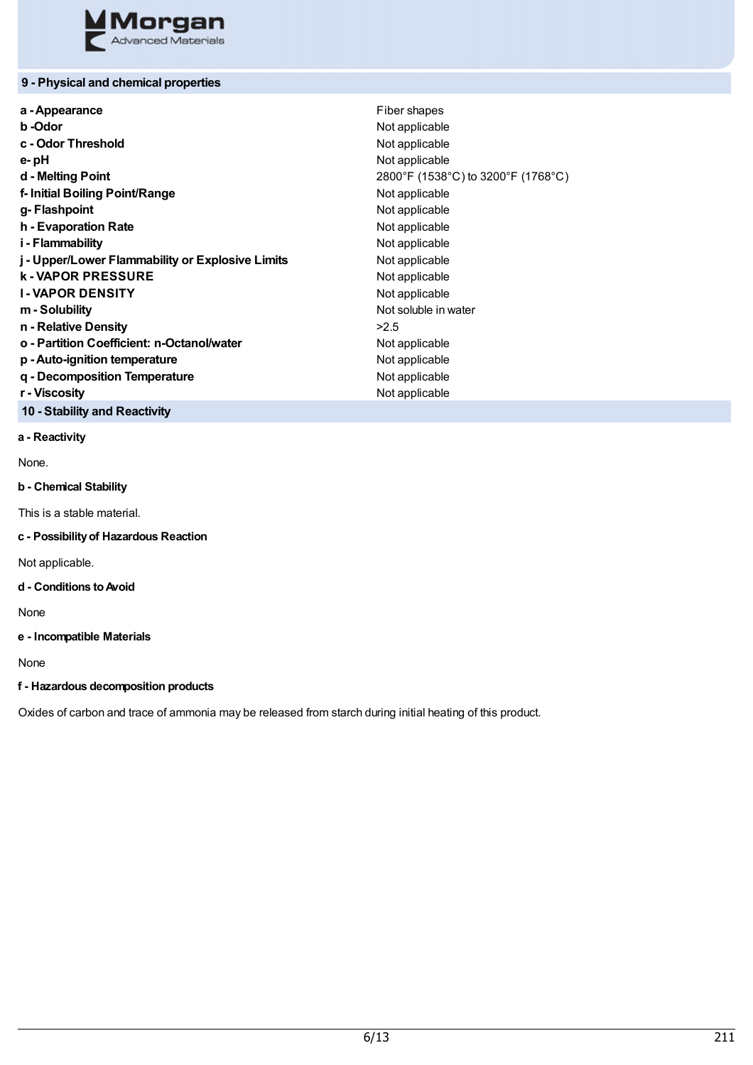## 9 - Physical and chemical properties

| | |
|---|---|
| **a - Appearance** | Fiber shapes |
| **b -Odor** | Not applicable |
| **c - Odor Threshold** | Not applicable |
| **e- pH** | Not applicable |
| **d - Melting Point** | 2800°F (1538°C) to 3200°F (1768°C) |
| **f- Initial Boiling Point/Range** | Not applicable |
| **g- Flashpoint** | Not applicable |
| **h - Evaporation Rate** | Not applicable |
| **i - Flammability** | Not applicable |
| **j - Upper/Lower Flammability or Explosive Limits** | Not applicable |
| **k - VAPOR PRESSURE** | Not applicable |
| **l - VAPOR DENSITY** | Not applicable |
| **m - Solubility** | Not soluble in water |
| **n - Relative Density** | >2.5 |
| **o - Partition Coefficient: n-Octanol/water** | Not applicable |
| **p - Auto-ignition temperature** | Not applicable |
| **q - Decomposition Temperature** | Not applicable |
| **r - Viscosity** | Not applicable |

## 10 - Stability and Reactivity

**a - Reactivity**

None.

**b - Chemical Stability**

This is a stable material.

**c - Possibility of Hazardous Reaction**

Not applicable.

**d - Conditions to Avoid**

None

**e - Incompatible Materials**

None

**f - Hazardous decomposition products**

Oxides of carbon and trace of ammonia may be released from starch during initial heating of this product.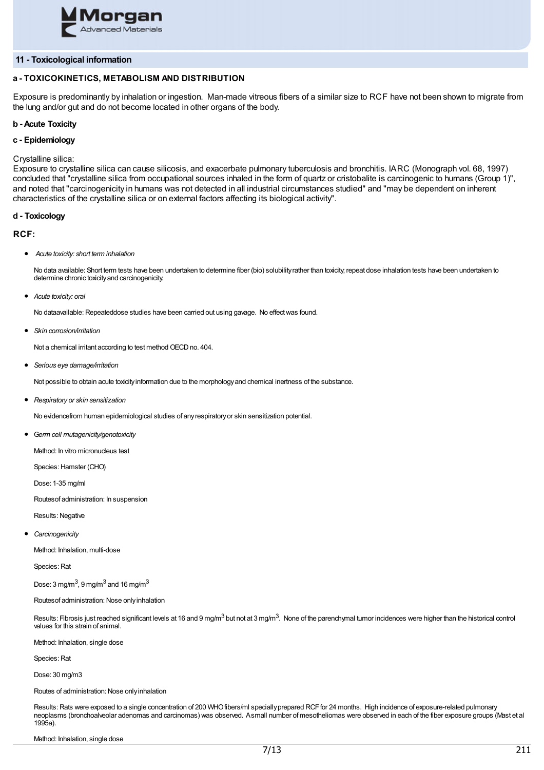## 11 - Toxicological information

### a - TOXICOKINETICS, METABOLISM AND DISTRIBUTION

Exposure is predominantly by inhalation or ingestion. Man-made vitreous fibers of a similar size to RCF have not been shown to migrate from the lung and/or gut and do not become located in other organs of the body.

### b - Acute Toxicity

### c - Epidemiology

Crystalline silica:
Exposure to crystalline silica can cause silicosis, and exacerbate pulmonary tuberculosis and bronchitis. IARC (Monograph vol. 68, 1997) concluded that "crystalline silica from occupational sources inhaled in the form of quartz or cristobalite is carcinogenic to humans (Group 1)", and noted that "carcinogenicity in humans was not detected in all industrial circumstances studied" and "may be dependent on inherent characteristics of the crystalline silica or on external factors affecting its biological activity".

### d - Toxicology

**RCF:**

- *Acute toxicity: short term inhalation*

  No data available: Short term tests have been undertaken to determine fiber (bio) solubility rather than toxicity; repeat dose inhalation tests have been undertaken to determine chronic toxicity and carcinogenicity.

- *Acute toxicity: oral*

  No dataavailable: Repeateddose studies have been carried out using gavage. No effect was found.

- *Skin corrosion/irritation*

  Not a chemical irritant according to test method OECD no. 404.

- *Serious eye damage/irritation*

  Not possible to obtain acute toxicity information due to the morphology and chemical inertness of the substance.

- *Respiratory or skin sensitization*

  No evidencefrom human epidemiological studies of any respiratory or skin sensitization potential.

- *Germ cell mutagenicity/genotoxicity*

  Method: In vitro micronucleus test

  Species: Hamster (CHO)

  Dose: 1-35 mg/ml

  Routesof administration: In suspension

  Results: Negative

- *Carcinogenicity*

  Method: Inhalation, multi-dose

  Species: Rat

  Dose: 3 mg/m$^3$, 9 mg/m$^3$ and 16 mg/m$^3$

  Routesof administration: Nose only inhalation

  Results: Fibrosis just reached significant levels at 16 and 9 mg/m$^3$ but not at 3 mg/m$^3$. None of the parenchymal tumor incidences were higher than the historical control values for this strain of animal.

  Method: Inhalation, single dose

  Species: Rat

  Dose: 30 mg/m3

  Routes of administration: Nose only inhalation

  Results: Rats were exposed to a single concentration of 200 WHO fibers/ml specially prepared RCF for 24 months. High incidence of exposure-related pulmonary neoplasms (bronchoalveolar adenomas and carcinomas) was observed. A small number of mesotheliomas were observed in each of the fiber exposure groups (Mast et al 1995a).

  Method: Inhalation, single dose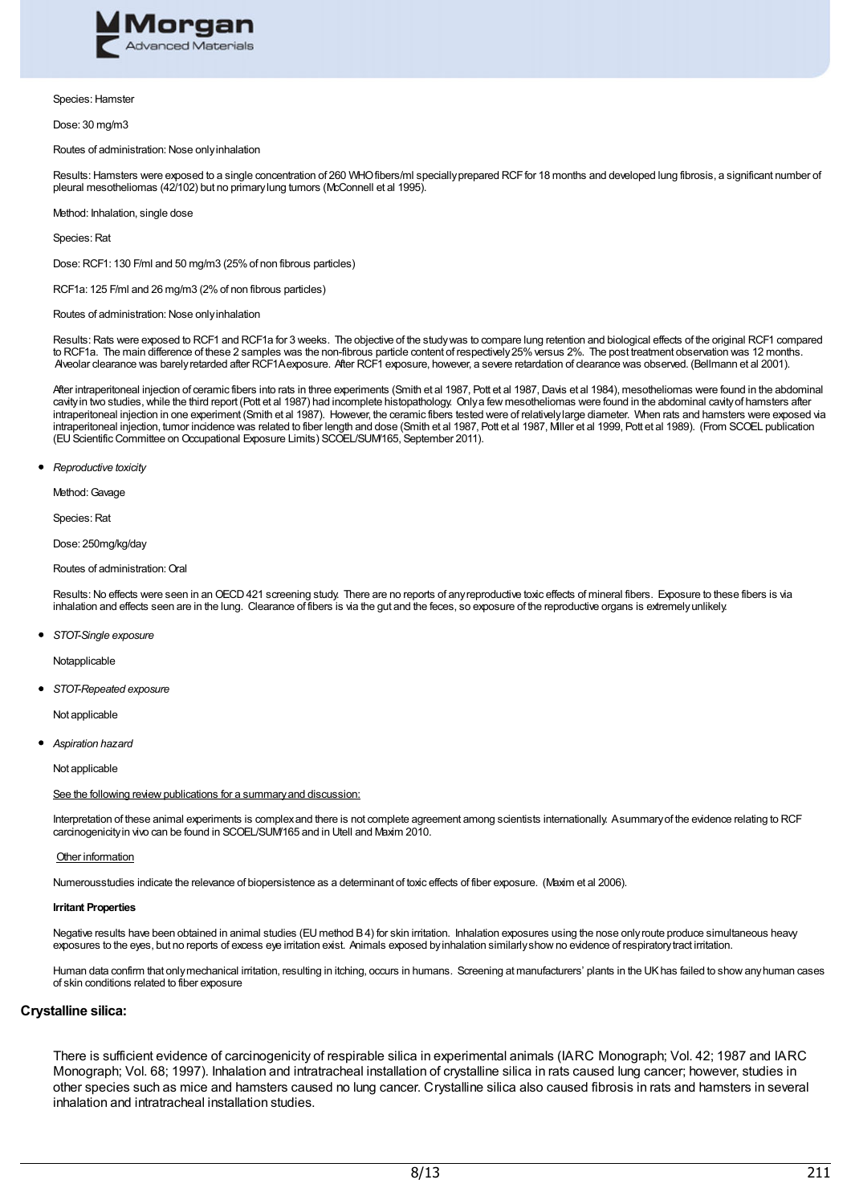Species: Hamster

Dose: 30 mg/m3

Routes of administration: Nose only inhalation

Results: Hamsters were exposed to a single concentration of 260 WHO fibers/ml specially prepared RCF for 18 months and developed lung fibrosis, a significant number of pleural mesotheliomas (42/102) but no primary lung tumors (McConnell et al 1995).

Method: Inhalation, single dose

Species: Rat

Dose: RCF1: 130 F/ml and 50 mg/m3 (25% of non fibrous particles)

RCF1a: 125 F/ml and 26 mg/m3 (2% of non fibrous particles)

Routes of administration: Nose only inhalation

Results: Rats were exposed to RCF1 and RCF1a for 3 weeks. The objective of the study was to compare lung retention and biological effects of the original RCF1 compared to RCF1a. The main difference of these 2 samples was the non-fibrous particle content of respectively 25% versus 2%. The post treatment observation was 12 months. Alveolar clearance was barely retarded after RCF1A exposure. After RCF1 exposure, however, a severe retardation of clearance was observed. (Bellmann et al 2001).

After intraperitoneal injection of ceramic fibers into rats in three experiments (Smith et al 1987, Pott et al 1987, Davis et al 1984), mesotheliomas were found in the abdominal cavity in two studies, while the third report (Pott et al 1987) had incomplete histopathology. Only a few mesotheliomas were found in the abdominal cavity of hamsters after intraperitoneal injection in one experiment (Smith et al 1987). However, the ceramic fibers tested were of relatively large diameter. When rats and hamsters were exposed via intraperitoneal injection, tumor incidence was related to fiber length and dose (Smith et al 1987, Pott et al 1987, Miller et al 1999, Pott et al 1989). (From SCOEL publication (EU Scientific Committee on Occupational Exposure Limits) SCOEL/SUM/165, September 2011).

- *Reproductive toxicity*

Method: Gavage

Species: Rat

Dose: 250mg/kg/day

Routes of administration: Oral

Results: No effects were seen in an OECD 421 screening study. There are no reports of any reproductive toxic effects of mineral fibers. Exposure to these fibers is via inhalation and effects seen are in the lung. Clearance of fibers is via the gut and the feces, so exposure of the reproductive organs is extremely unlikely.

- *STOT-Single exposure*

Notapplicable

- *STOT-Repeated exposure*

Not applicable

- *Aspiration hazard*

Not applicable

See the following review publications for a summary and discussion:

Interpretation of these animal experiments is complex and there is not complete agreement among scientists internationally. A summary of the evidence relating to RCF carcinogenicity in vivo can be found in SCOEL/SUM/165 and in Utell and Maxim 2010.

Other information

Numerousstudies indicate the relevance of biopersistence as a determinant of toxic effects of fiber exposure. (Maxim et al 2006).

**Irritant Properties**

Negative results have been obtained in animal studies (EU method B 4) for skin irritation. Inhalation exposures using the nose only route produce simultaneous heavy exposures to the eyes, but no reports of excess eye irritation exist. Animals exposed by inhalation similarly show no evidence of respiratory tract irritation.

Human data confirm that only mechanical irritation, resulting in itching, occurs in humans. Screening at manufacturers' plants in the UK has failed to show any human cases of skin conditions related to fiber exposure

**Crystalline silica:**

There is sufficient evidence of carcinogenicity of respirable silica in experimental animals (IARC Monograph; Vol. 42; 1987 and IARC Monograph; Vol. 68; 1997). Inhalation and intratracheal installation of crystalline silica in rats caused lung cancer; however, studies in other species such as mice and hamsters caused no lung cancer. Crystalline silica also caused fibrosis in rats and hamsters in several inhalation and intratracheal installation studies.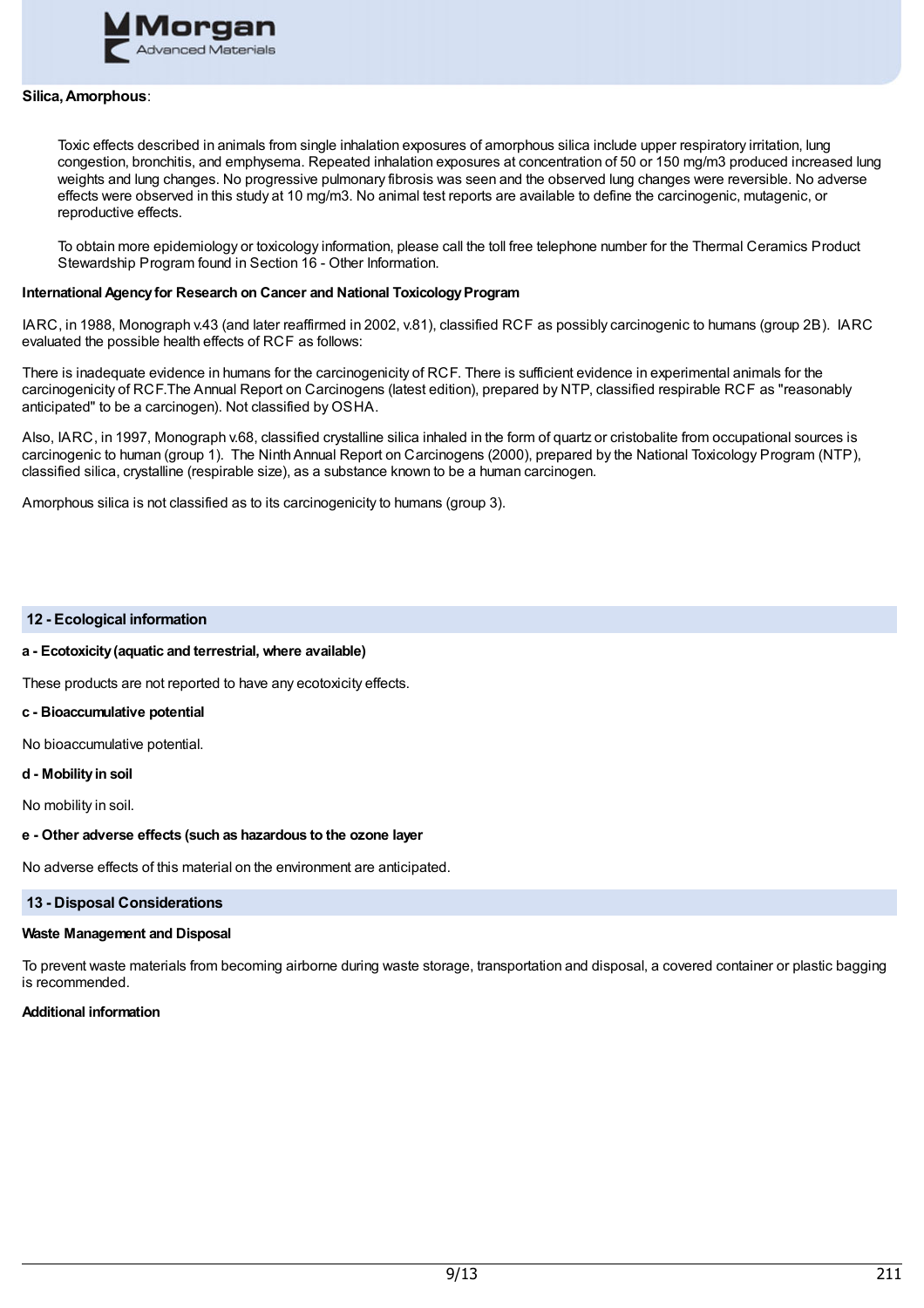**Silica, Amorphous**:

Toxic effects described in animals from single inhalation exposures of amorphous silica include upper respiratory irritation, lung congestion, bronchitis, and emphysema. Repeated inhalation exposures at concentration of 50 or 150 mg/m3 produced increased lung weights and lung changes. No progressive pulmonary fibrosis was seen and the observed lung changes were reversible. No adverse effects were observed in this study at 10 mg/m3. No animal test reports are available to define the carcinogenic, mutagenic, or reproductive effects.

To obtain more epidemiology or toxicology information, please call the toll free telephone number for the Thermal Ceramics Product Stewardship Program found in Section 16 - Other Information.

**International Agency for Research on Cancer and National Toxicology Program**

IARC, in 1988, Monograph v.43 (and later reaffirmed in 2002, v.81), classified RCF as possibly carcinogenic to humans (group 2B). IARC evaluated the possible health effects of RCF as follows:

There is inadequate evidence in humans for the carcinogenicity of RCF. There is sufficient evidence in experimental animals for the carcinogenicity of RCF.The Annual Report on Carcinogens (latest edition), prepared by NTP, classified respirable RCF as "reasonably anticipated" to be a carcinogen). Not classified by OSHA.

Also, IARC, in 1997, Monograph v.68, classified crystalline silica inhaled in the form of quartz or cristobalite from occupational sources is carcinogenic to human (group 1). The Ninth Annual Report on Carcinogens (2000), prepared by the National Toxicology Program (NTP), classified silica, crystalline (respirable size), as a substance known to be a human carcinogen.

Amorphous silica is not classified as to its carcinogenicity to humans (group 3).

## 12 - Ecological information

**a - Ecotoxicity (aquatic and terrestrial, where available)**

These products are not reported to have any ecotoxicity effects.

**c - Bioaccumulative potential**

No bioaccumulative potential.

**d - Mobility in soil**

No mobility in soil.

**e - Other adverse effects (such as hazardous to the ozone layer**

No adverse effects of this material on the environment are anticipated.

## 13 - Disposal Considerations

**Waste Management and Disposal**

To prevent waste materials from becoming airborne during waste storage, transportation and disposal, a covered container or plastic bagging is recommended.

**Additional information**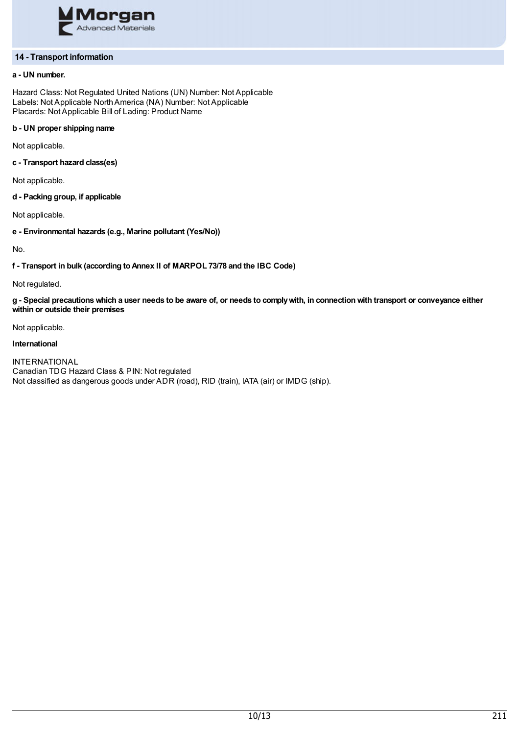## 14 - Transport information

**a - UN number.**

Hazard Class: Not Regulated United Nations (UN) Number: Not Applicable
Labels: Not Applicable North America (NA) Number: Not Applicable
Placards: Not Applicable Bill of Lading: Product Name

**b - UN proper shipping name**

Not applicable.

**c - Transport hazard class(es)**

Not applicable.

**d - Packing group, if applicable**

Not applicable.

**e - Environmental hazards (e.g., Marine pollutant (Yes/No))**

No.

**f - Transport in bulk (according to Annex II of MARPOL 73/78 and the IBC Code)**

Not regulated.

**g - Special precautions which a user needs to be aware of, or needs to comply with, in connection with transport or conveyance either within or outside their premises**

Not applicable.

**International**

INTERNATIONAL
Canadian TDG Hazard Class & PIN: Not regulated
Not classified as dangerous goods under ADR (road), RID (train), IATA (air) or IMDG (ship).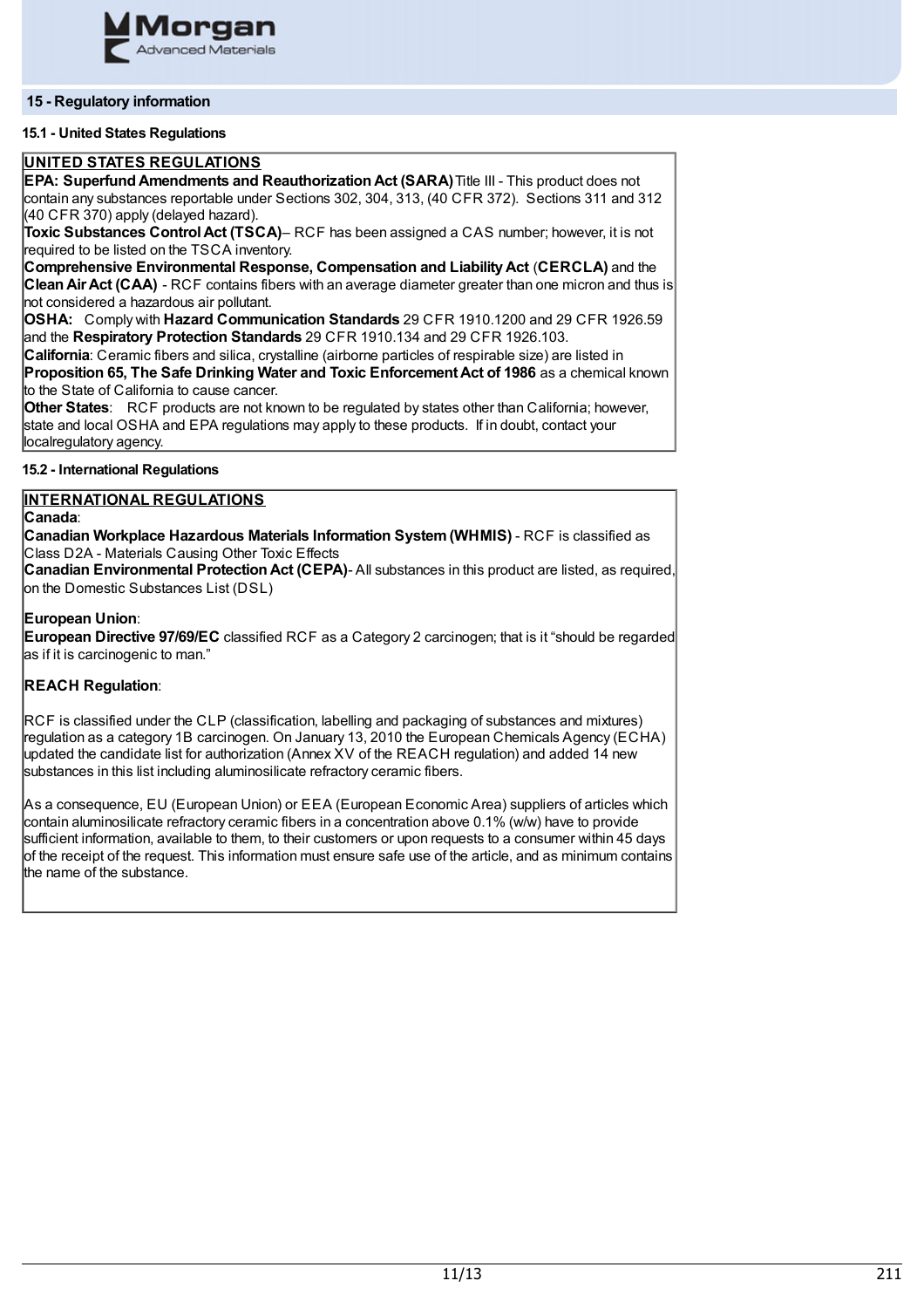## 15 - Regulatory information

### 15.1 - United States Regulations

**UNITED STATES REGULATIONS**

**EPA: Superfund Amendments and Reauthorization Act (SARA)** Title III - This product does not contain any substances reportable under Sections 302, 304, 313, (40 CFR 372). Sections 311 and 312 (40 CFR 370) apply (delayed hazard).

**Toxic Substances Control Act (TSCA)**– RCF has been assigned a CAS number; however, it is not required to be listed on the TSCA inventory.

**Comprehensive Environmental Response, Compensation and Liability Act** (**CERCLA)** and the **Clean Air Act (CAA)** - RCF contains fibers with an average diameter greater than one micron and thus is not considered a hazardous air pollutant.

**OSHA:** Comply with **Hazard Communication Standards** 29 CFR 1910.1200 and 29 CFR 1926.59 and the **Respiratory Protection Standards** 29 CFR 1910.134 and 29 CFR 1926.103.

**California**: Ceramic fibers and silica, crystalline (airborne particles of respirable size) are listed in **Proposition 65, The Safe Drinking Water and Toxic Enforcement Act of 1986** as a chemical known to the State of California to cause cancer.

**Other States**: RCF products are not known to be regulated by states other than California; however, state and local OSHA and EPA regulations may apply to these products. If in doubt, contact your localregulatory agency.

### 15.2 - International Regulations

**INTERNATIONAL REGULATIONS**

**Canada**:

**Canadian Workplace Hazardous Materials Information System (WHMIS)** - RCF is classified as Class D2A - Materials Causing Other Toxic Effects

**Canadian Environmental Protection Act (CEPA)**- All substances in this product are listed, as required, on the Domestic Substances List (DSL)

**European Union**:

**European Directive 97/69/EC** classified RCF as a Category 2 carcinogen; that is it "should be regarded as if it is carcinogenic to man."

**REACH Regulation**:

RCF is classified under the CLP (classification, labelling and packaging of substances and mixtures) regulation as a category 1B carcinogen. On January 13, 2010 the European Chemicals Agency (ECHA) updated the candidate list for authorization (Annex XV of the REACH regulation) and added 14 new substances in this list including aluminosilicate refractory ceramic fibers.

As a consequence, EU (European Union) or EEA (European Economic Area) suppliers of articles which contain aluminosilicate refractory ceramic fibers in a concentration above 0.1% (w/w) have to provide sufficient information, available to them, to their customers or upon requests to a consumer within 45 days of the receipt of the request. This information must ensure safe use of the article, and as minimum contains the name of the substance.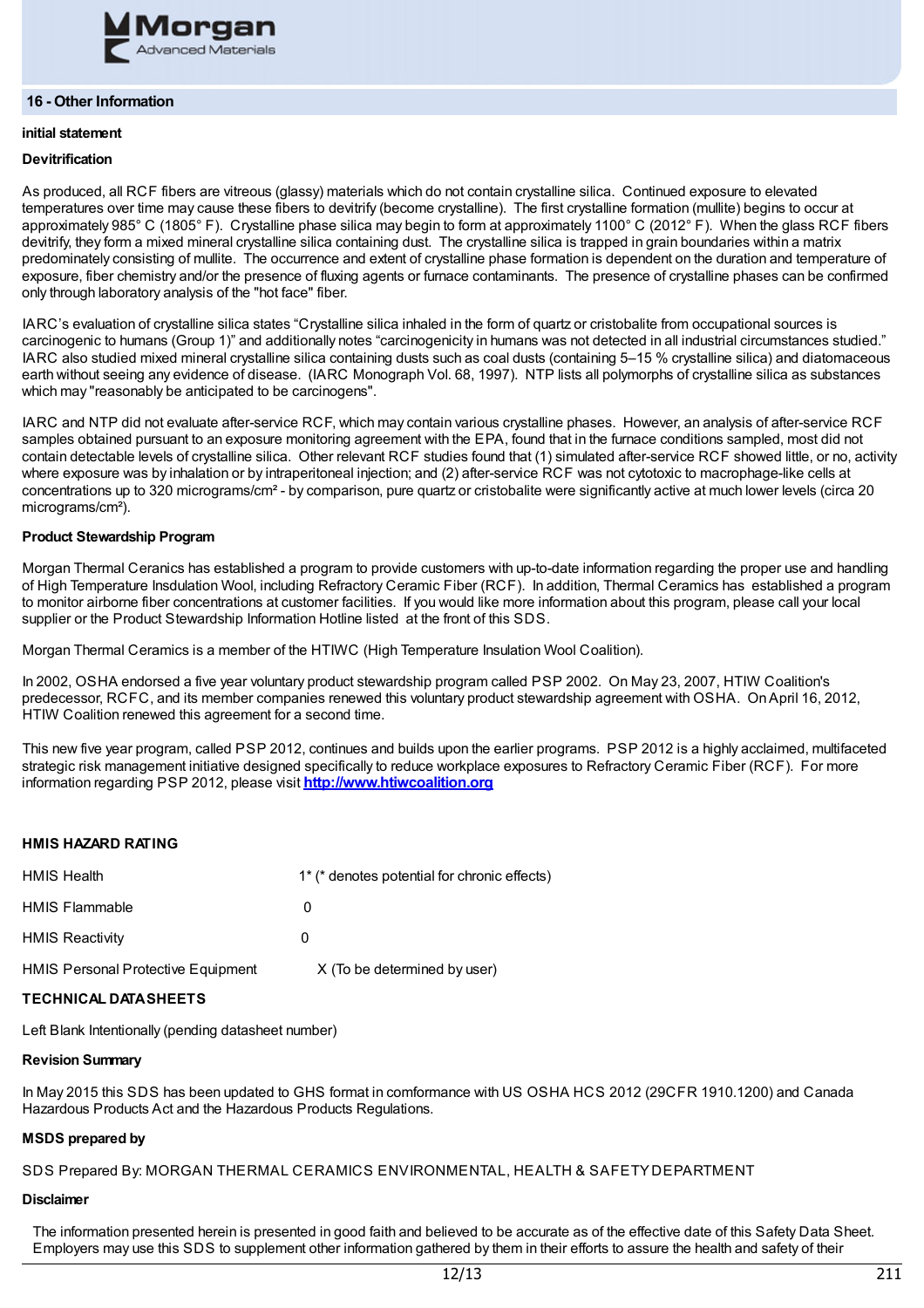## 16 - Other Information

**initial statement**

**Devitrification**

As produced, all RCF fibers are vitreous (glassy) materials which do not contain crystalline silica. Continued exposure to elevated temperatures over time may cause these fibers to devitrify (become crystalline). The first crystalline formation (mullite) begins to occur at approximately 985° C (1805° F). Crystalline phase silica may begin to form at approximately 1100° C (2012° F). When the glass RCF fibers devitrify, they form a mixed mineral crystalline silica containing dust. The crystalline silica is trapped in grain boundaries within a matrix predominately consisting of mullite. The occurrence and extent of crystalline phase formation is dependent on the duration and temperature of exposure, fiber chemistry and/or the presence of fluxing agents or furnace contaminants. The presence of crystalline phases can be confirmed only through laboratory analysis of the "hot face" fiber.

IARC's evaluation of crystalline silica states "Crystalline silica inhaled in the form of quartz or cristobalite from occupational sources is carcinogenic to humans (Group 1)" and additionally notes "carcinogenicity in humans was not detected in all industrial circumstances studied." IARC also studied mixed mineral crystalline silica containing dusts such as coal dusts (containing 5–15 % crystalline silica) and diatomaceous earth without seeing any evidence of disease. (IARC Monograph Vol. 68, 1997). NTP lists all polymorphs of crystalline silica as substances which may "reasonably be anticipated to be carcinogens".

IARC and NTP did not evaluate after-service RCF, which may contain various crystalline phases. However, an analysis of after-service RCF samples obtained pursuant to an exposure monitoring agreement with the EPA, found that in the furnace conditions sampled, most did not contain detectable levels of crystalline silica. Other relevant RCF studies found that (1) simulated after-service RCF showed little, or no, activity where exposure was by inhalation or by intraperitoneal injection; and (2) after-service RCF was not cytotoxic to macrophage-like cells at concentrations up to 320 micrograms/cm² - by comparison, pure quartz or cristobalite were significantly active at much lower levels (circa 20 micrograms/cm²).

**Product Stewardship Program**

Morgan Thermal Ceramics has established a program to provide customers with up-to-date information regarding the proper use and handling of High Temperature Insdulation Wool, including Refractory Ceramic Fiber (RCF). In addition, Thermal Ceramics has established a program to monitor airborne fiber concentrations at customer facilities. If you would like more information about this program, please call your local supplier or the Product Stewardship Information Hotline listed at the front of this SDS.

Morgan Thermal Ceramics is a member of the HTIWC (High Temperature Insulation Wool Coalition).

In 2002, OSHA endorsed a five year voluntary product stewardship program called PSP 2002. On May 23, 2007, HTIW Coalition's predecessor, RCFC, and its member companies renewed this voluntary product stewardship agreement with OSHA. On April 16, 2012, HTIW Coalition renewed this agreement for a second time.

This new five year program, called PSP 2012, continues and builds upon the earlier programs. PSP 2012 is a highly acclaimed, multifaceted strategic risk management initiative designed specifically to reduce workplace exposures to Refractory Ceramic Fiber (RCF). For more information regarding PSP 2012, please visit **http://www.htiwcoalition.org**

**HMIS HAZARD RATING**

| | |
|---|---|
| HMIS Health | 1* (* denotes potential for chronic effects) |
| HMIS Flammable | 0 |
| HMIS Reactivity | 0 |
| HMIS Personal Protective Equipment | X (To be determined by user) |

**TECHNICAL DATASHEETS**

Left Blank Intentionally (pending datasheet number)

**Revision Summary**

In May 2015 this SDS has been updated to GHS format in comformance with US OSHA HCS 2012 (29CFR 1910.1200) and Canada Hazardous Products Act and the Hazardous Products Regulations.

**MSDS prepared by**

SDS Prepared By: MORGAN THERMAL CERAMICS ENVIRONMENTAL, HEALTH & SAFETY DEPARTMENT

**Disclaimer**

The information presented herein is presented in good faith and believed to be accurate as of the effective date of this Safety Data Sheet. Employers may use this SDS to supplement other information gathered by them in their efforts to assure the health and safety of their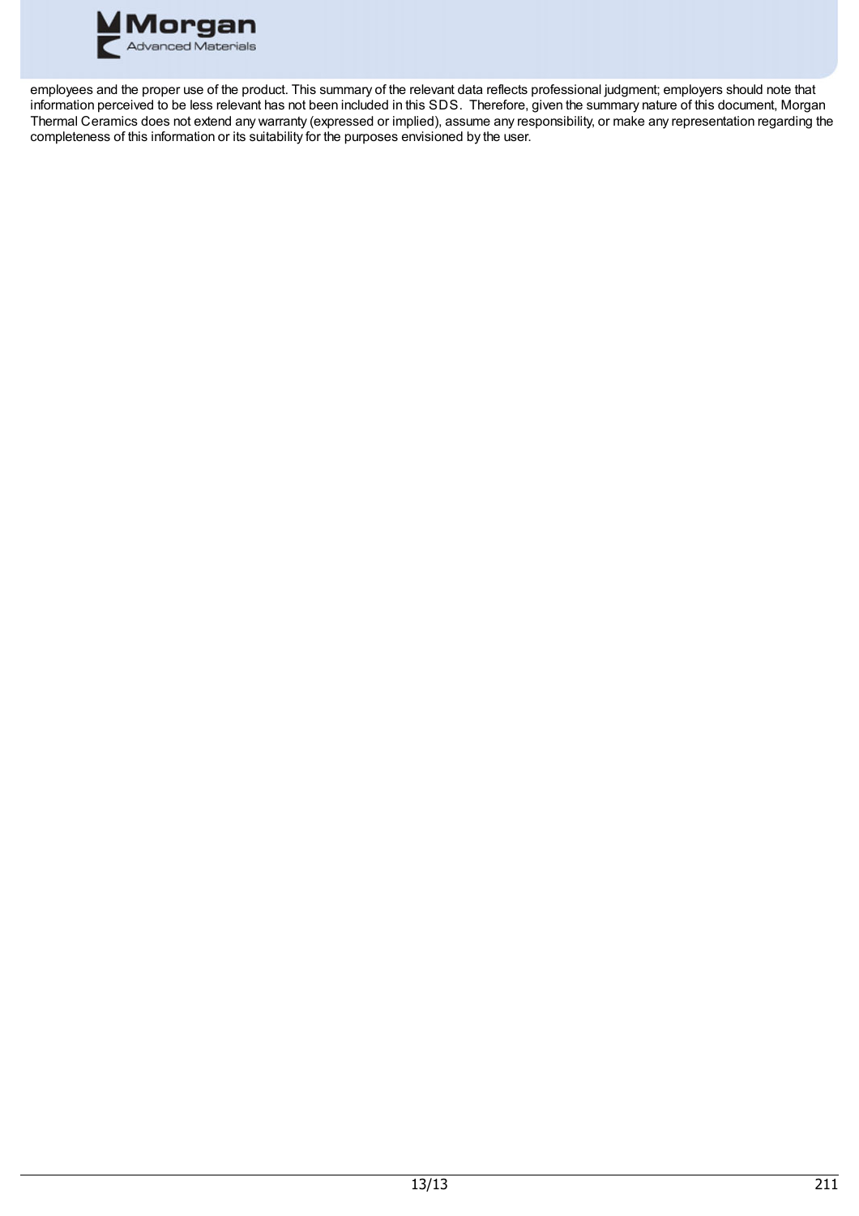employees and the proper use of the product. This summary of the relevant data reflects professional judgment; employers should note that information perceived to be less relevant has not been included in this SDS. Therefore, given the summary nature of this document, Morgan Thermal Ceramics does not extend any warranty (expressed or implied), assume any responsibility, or make any representation regarding the completeness of this information or its suitability for the purposes envisioned by the user.